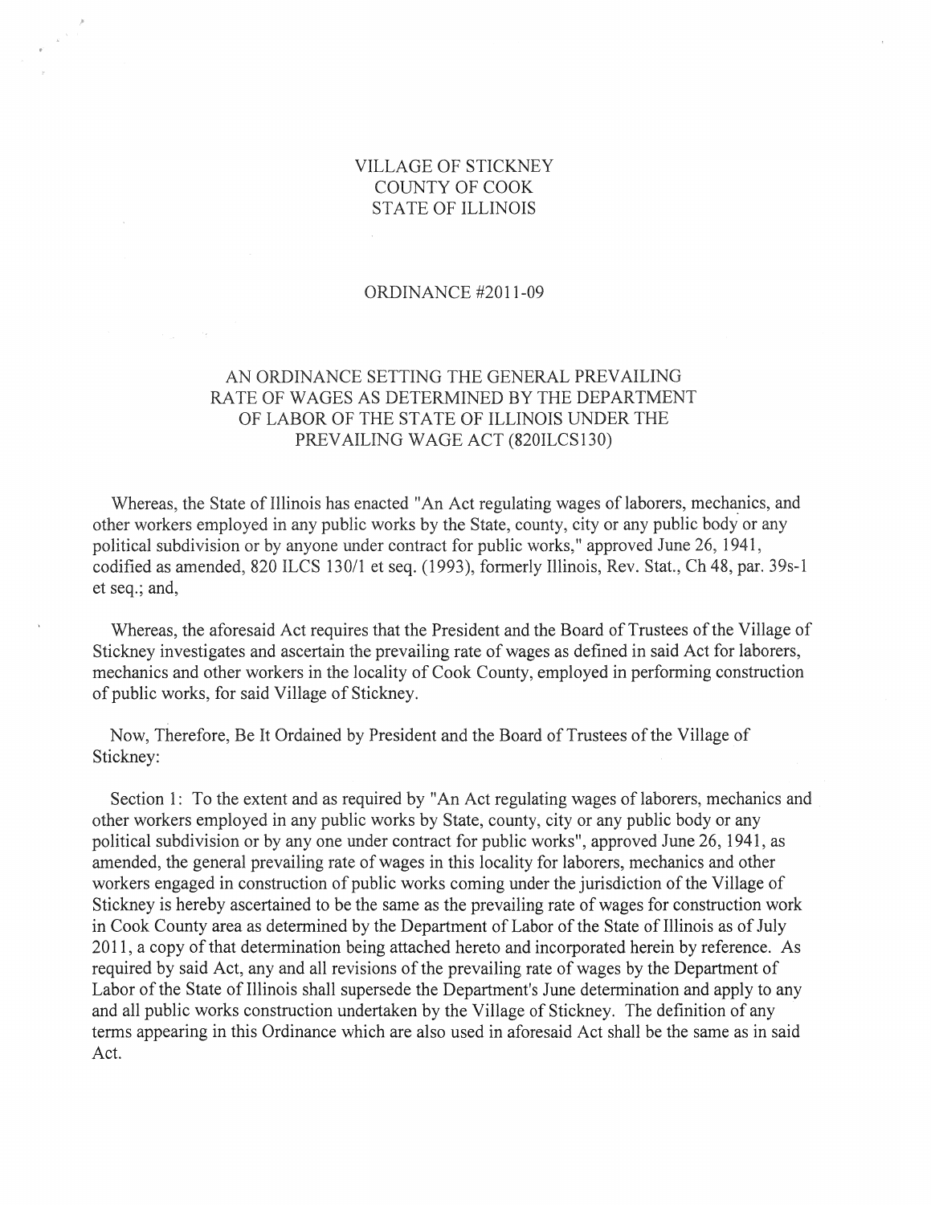VILLAGE OF STICKNEY
COUNTY OF COOK
STATE OF ILLINOIS

ORDINANCE #2011-09

# AN ORDINANCE SETTING THE GENERAL PREVAILING RATE OF WAGES AS DETERMINED BY THE DEPARTMENT OF LABOR OF THE STATE OF ILLINOIS UNDER THE PREVAILING WAGE ACT (820ILCS130)

Whereas, the State of Illinois has enacted "An Act regulating wages of laborers, mechanics, and other workers employed in any public works by the State, county, city or any public body or any political subdivision or by anyone under contract for public works," approved June 26, 1941, codified as amended, 820 ILCS 130/1 et seq. (1993), formerly Illinois, Rev. Stat., Ch 48, par. 39s-1 et seq.; and,

Whereas, the aforesaid Act requires that the President and the Board of Trustees of the Village of Stickney investigates and ascertain the prevailing rate of wages as defined in said Act for laborers, mechanics and other workers in the locality of Cook County, employed in performing construction of public works, for said Village of Stickney.

Now, Therefore, Be It Ordained by President and the Board of Trustees of the Village of Stickney:

Section 1: To the extent and as required by "An Act regulating wages of laborers, mechanics and other workers employed in any public works by State, county, city or any public body or any political subdivision or by any one under contract for public works", approved June 26, 1941, as amended, the general prevailing rate of wages in this locality for laborers, mechanics and other workers engaged in construction of public works coming under the jurisdiction of the Village of Stickney is hereby ascertained to be the same as the prevailing rate of wages for construction work in Cook County area as determined by the Department of Labor of the State of Illinois as of July 2011, a copy of that determination being attached hereto and incorporated herein by reference. As required by said Act, any and all revisions of the prevailing rate of wages by the Department of Labor of the State of Illinois shall supersede the Department's June determination and apply to any and all public works construction undertaken by the Village of Stickney. The definition of any terms appearing in this Ordinance which are also used in aforesaid Act shall be the same as in said Act.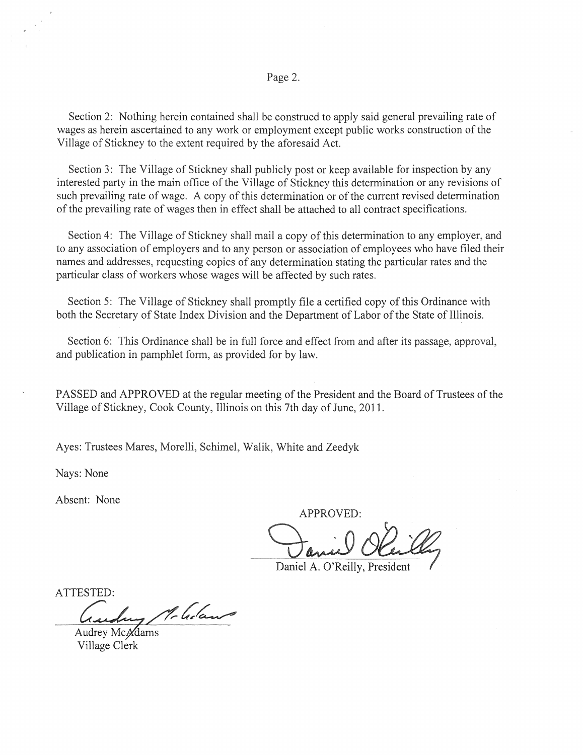Section 2: Nothing herein contained shall be construed to apply said general prevailing rate of wages as herein ascertained to any work or employment except public works construction of the Village of Stickney to the extent required by the aforesaid Act.

Section 3: The Village of Stickney shall publicly post or keep available for inspection by any interested party in the main office of the Village of Stickney this determination or any revisions of such prevailing rate of wage. A copy of this determination or of the current revised determination of the prevailing rate of wages then in effect shall be attached to all contract specifications.

Section 4: The Village of Stickney shall mail a copy of this determination to any employer, and to any association of employers and to any person or association of employees who have filed their names and addresses, requesting copies of any determination stating the particular rates and the particular class of workers whose wages will be affected by such rates.

Section 5: The Village of Stickney shall promptly file a certified copy of this Ordinance with both the Secretary of State Index Division and the Department of Labor of the State of Illinois.

Section 6: This Ordinance shall be in full force and effect from and after its passage, approval, and publication in pamphlet form, as provided for by law.

PASSED and APPROVED at the regular meeting of the President and the Board of Trustees of the Village of Stickney, Cook County, Illinois on this 7th day of June, 2011.

Ayes: Trustees Mares, Morelli, Schimel, Walik, White and Zeedyk

Nays: None

Absent: None

APPROVED:

Daniel A. O'Reilly, President

ATTESTED:

Audrey McAdams
Village Clerk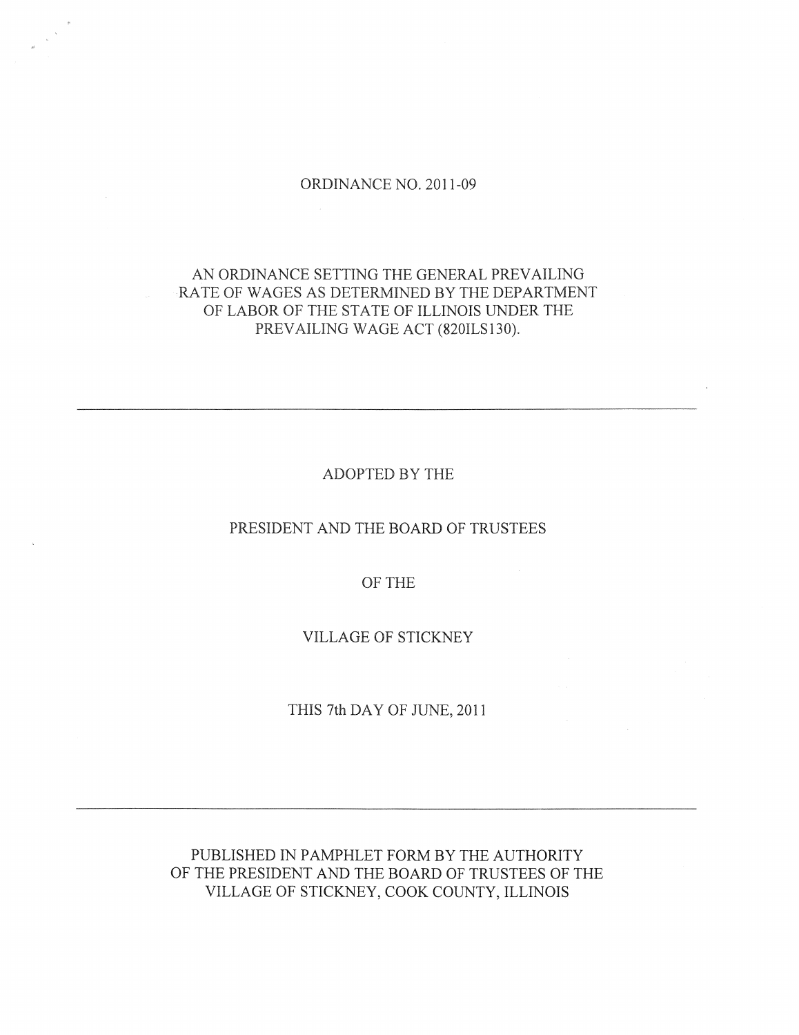# ORDINANCE NO. 2011-09

## AN ORDINANCE SETTING THE GENERAL PREVAILING RATE OF WAGES AS DETERMINED BY THE DEPARTMENT OF LABOR OF THE STATE OF ILLINOIS UNDER THE PREVAILING WAGE ACT (820ILS130).

---

ADOPTED BY THE

PRESIDENT AND THE BOARD OF TRUSTEES

OF THE

VILLAGE OF STICKNEY

THIS 7th DAY OF JUNE, 2011

---

PUBLISHED IN PAMPHLET FORM BY THE AUTHORITY OF THE PRESIDENT AND THE BOARD OF TRUSTEES OF THE VILLAGE OF STICKNEY, COOK COUNTY, ILLINOIS